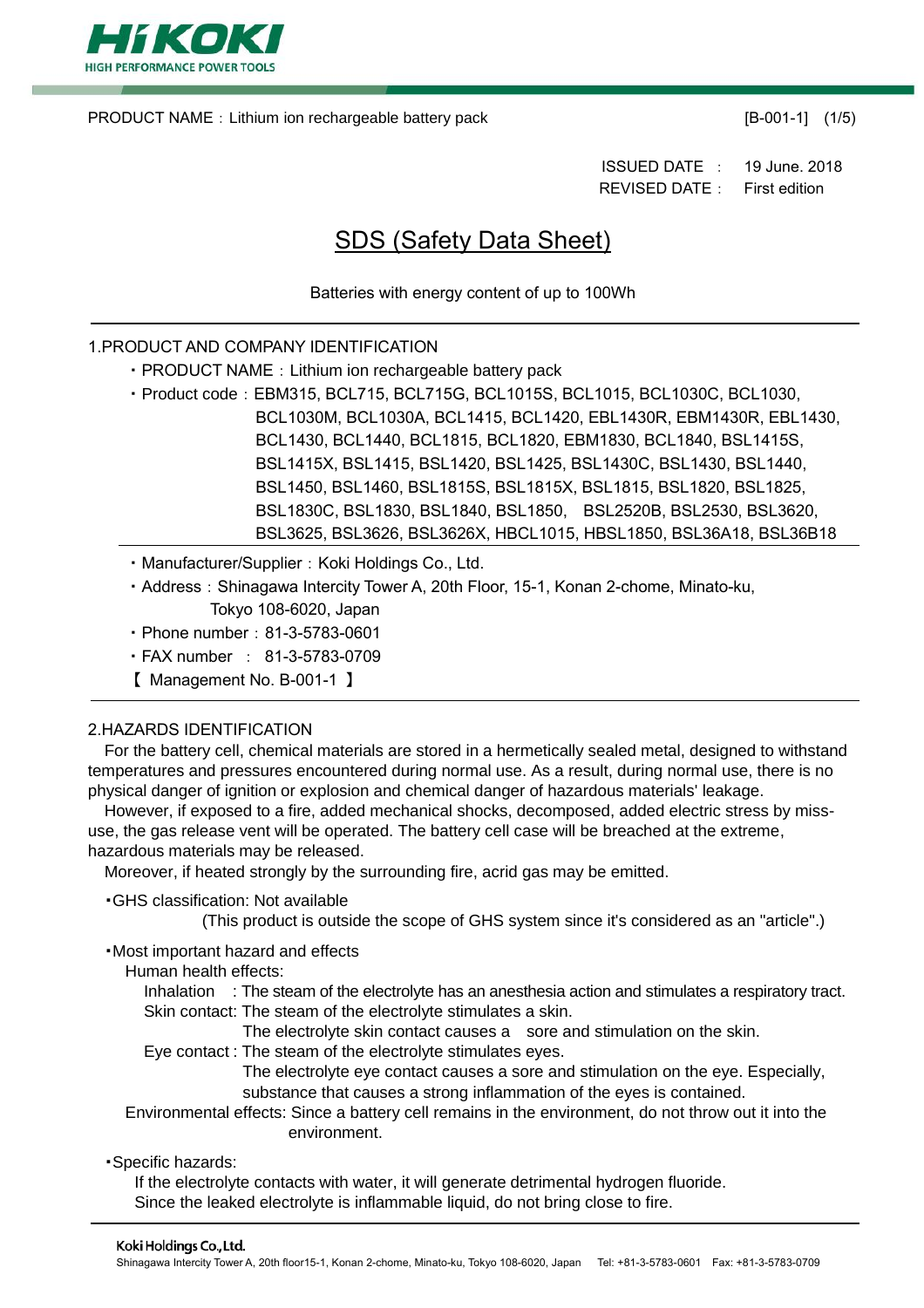PRODUCT NAME：Lithium ion rechargeable battery pack [B-001-1]

ISSUED DATE ： 19 June. 2018
REVISED DATE ： First edition

# SDS (Safety Data Sheet)

Batteries with energy content of up to 100Wh

## 1.PRODUCT AND COMPANY IDENTIFICATION

- PRODUCT NAME：Lithium ion rechargeable battery pack
- Product code：EBM315, BCL715, BCL715G, BCL1015S, BCL1015, BCL1030C, BCL1030, BCL1030M, BCL1030A, BCL1415, BCL1420, EBL1430R, EBM1430R, EBL1430, BCL1430, BCL1440, BCL1815, BCL1820, EBM1830, BCL1840, BSL1415S, BSL1415X, BSL1415, BSL1420, BSL1425, BSL1430C, BSL1430, BSL1440, BSL1450, BSL1460, BSL1815S, BSL1815X, BSL1815, BSL1820, BSL1825, BSL1830C, BSL1830, BSL1840, BSL1850, BSL2520B, BSL2530, BSL3620, BSL3625, BSL3626, BSL3626X, HBCL1015, HBSL1850, BSL36A18, BSL36B18
- Manufacturer/Supplier：Koki Holdings Co., Ltd.
- Address：Shinagawa Intercity Tower A, 20th Floor, 15-1, Konan 2-chome, Minato-ku, Tokyo 108-6020, Japan
- Phone number：81-3-5783-0601
- FAX number ： 81-3-5783-0709

【 Management No. B-001-1 】

## 2.HAZARDS IDENTIFICATION

For the battery cell, chemical materials are stored in a hermetically sealed metal, designed to withstand temperatures and pressures encountered during normal use. As a result, during normal use, there is no physical danger of ignition or explosion and chemical danger of hazardous materials' leakage.

However, if exposed to a fire, added mechanical shocks, decomposed, added electric stress by miss-use, the gas release vent will be operated. The battery cell case will be breached at the extreme, hazardous materials may be released.

Moreover, if heated strongly by the surrounding fire, acrid gas may be emitted.

- GHS classification: Not available
  (This product is outside the scope of GHS system since it's considered as an "article".)
- Most important hazard and effects
  - Human health effects:
    - Inhalation : The steam of the electrolyte has an anesthesia action and stimulates a respiratory tract.
    - Skin contact: The steam of the electrolyte stimulates a skin.
      The electrolyte skin contact causes a sore and stimulation on the skin.
    - Eye contact : The steam of the electrolyte stimulates eyes.
      The electrolyte eye contact causes a sore and stimulation on the eye. Especially, substance that causes a strong inflammation of the eyes is contained.
  - Environmental effects: Since a battery cell remains in the environment, do not throw out it into the environment.
- Specific hazards:
  If the electrolyte contacts with water, it will generate detrimental hydrogen fluoride.
  Since the leaked electrolyte is inflammable liquid, do not bring close to fire.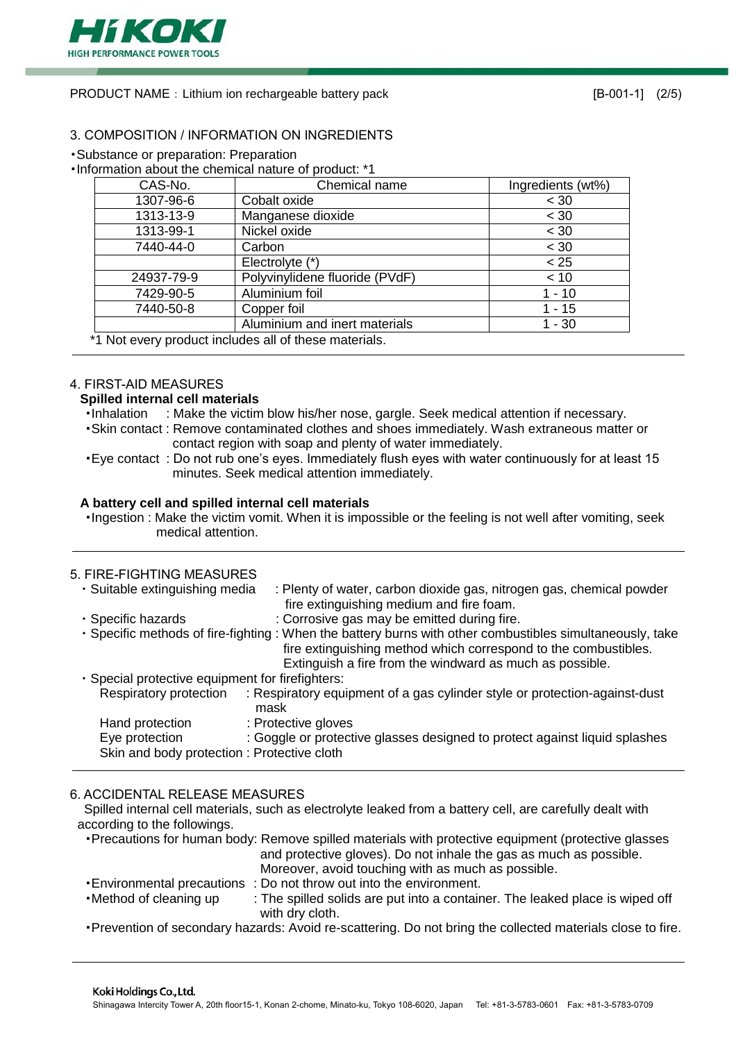PRODUCT NAME：Lithium ion rechargeable battery pack [B-001-1]

## 3. COMPOSITION / INFORMATION ON INGREDIENTS

・Substance or preparation: Preparation

・Information about the chemical nature of product: *1

| CAS-No. | Chemical name | Ingredients (wt%) |
|---|---|---|
| 1307-96-6 | Cobalt oxide | < 30 |
| 1313-13-9 | Manganese dioxide | < 30 |
| 1313-99-1 | Nickel oxide | < 30 |
| 7440-44-0 | Carbon | < 30 |
| | Electrolyte (*) | < 25 |
| 24937-79-9 | Polyvinylidene fluoride (PVdF) | < 10 |
| 7429-90-5 | Aluminium foil | 1 - 10 |
| 7440-50-8 | Copper foil | 1 - 15 |
| | Aluminium and inert materials | 1 - 30 |

*1 Not every product includes all of these materials.

## 4. FIRST-AID MEASURES

**Spilled internal cell materials**

・Inhalation : Make the victim blow his/her nose, gargle. Seek medical attention if necessary.

・Skin contact : Remove contaminated clothes and shoes immediately. Wash extraneous matter or contact region with soap and plenty of water immediately.

・Eye contact : Do not rub one's eyes. Immediately flush eyes with water continuously for at least 15 minutes. Seek medical attention immediately.

**A battery cell and spilled internal cell materials**

・Ingestion : Make the victim vomit. When it is impossible or the feeling is not well after vomiting, seek medical attention.

## 5. FIRE-FIGHTING MEASURES

・Suitable extinguishing media : Plenty of water, carbon dioxide gas, nitrogen gas, chemical powder fire extinguishing medium and fire foam.

・Specific hazards : Corrosive gas may be emitted during fire.

・Specific methods of fire-fighting : When the battery burns with other combustibles simultaneously, take fire extinguishing method which correspond to the combustibles. Extinguish a fire from the windward as much as possible.

・Special protective equipment for firefighters:

Respiratory protection : Respiratory equipment of a gas cylinder style or protection-against-dust mask

Hand protection : Protective gloves

Eye protection : Goggle or protective glasses designed to protect against liquid splashes

Skin and body protection : Protective cloth

## 6. ACCIDENTAL RELEASE MEASURES

Spilled internal cell materials, such as electrolyte leaked from a battery cell, are carefully dealt with according to the followings.

・Precautions for human body: Remove spilled materials with protective equipment (protective glasses and protective gloves). Do not inhale the gas as much as possible. Moreover, avoid touching with as much as possible.

・Environmental precautions : Do not throw out into the environment.

・Method of cleaning up : The spilled solids are put into a container. The leaked place is wiped off with dry cloth.

・Prevention of secondary hazards: Avoid re-scattering. Do not bring the collected materials close to fire.

Koki Holdings Co.,Ltd.

Shinagawa Intercity Tower A, 20th floor15-1, Konan 2-chome, Minato-ku, Tokyo 108-6020, Japan Tel: +81-3-5783-0601 Fax: +81-3-5783-0709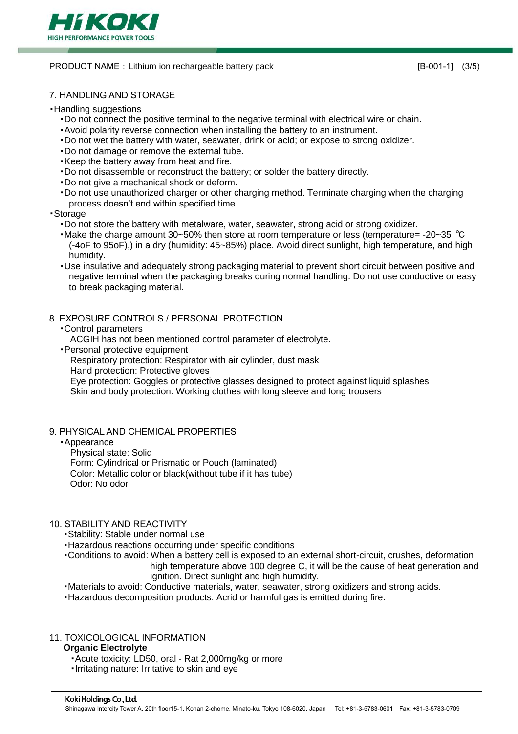PRODUCT NAME：Lithium ion rechargeable battery pack

[B-001-1]

## 7. HANDLING AND STORAGE

・Handling suggestions

- ・Do not connect the positive terminal to the negative terminal with electrical wire or chain.
- ・Avoid polarity reverse connection when installing the battery to an instrument.
- ・Do not wet the battery with water, seawater, drink or acid; or expose to strong oxidizer.
- ・Do not damage or remove the external tube.
- ・Keep the battery away from heat and fire.
- ・Do not disassemble or reconstruct the battery; or solder the battery directly.
- ・Do not give a mechanical shock or deform.
- ・Do not use unauthorized charger or other charging method. Terminate charging when the charging process doesn't end within specified time.

・Storage

- ・Do not store the battery with metalware, water, seawater, strong acid or strong oxidizer.
- ・Make the charge amount 30~50% then store at room temperature or less (temperature= -20~35 ℃ (-4oF to 95oF),) in a dry (humidity: 45~85%) place. Avoid direct sunlight, high temperature, and high humidity.
- ・Use insulative and adequately strong packaging material to prevent short circuit between positive and negative terminal when the packaging breaks during normal handling. Do not use conductive or easy to break packaging material.

## 8. EXPOSURE CONTROLS / PERSONAL PROTECTION

・Control parameters

ACGIH has not been mentioned control parameter of electrolyte.

・Personal protective equipment

Respiratory protection: Respirator with air cylinder, dust mask
Hand protection: Protective gloves
Eye protection: Goggles or protective glasses designed to protect against liquid splashes
Skin and body protection: Working clothes with long sleeve and long trousers

## 9. PHYSICAL AND CHEMICAL PROPERTIES

・Appearance

Physical state: Solid
Form: Cylindrical or Prismatic or Pouch (laminated)
Color: Metallic color or black(without tube if it has tube)
Odor: No odor

## 10. STABILITY AND REACTIVITY

- ・Stability: Stable under normal use
- ・Hazardous reactions occurring under specific conditions
- ・Conditions to avoid: When a battery cell is exposed to an external short-circuit, crushes, deformation, high temperature above 100 degree C, it will be the cause of heat generation and ignition. Direct sunlight and high humidity.
- ・Materials to avoid: Conductive materials, water, seawater, strong oxidizers and strong acids.
- ・Hazardous decomposition products: Acrid or harmful gas is emitted during fire.

## 11. TOXICOLOGICAL INFORMATION

**Organic Electrolyte**

- ・Acute toxicity: LD50, oral - Rat 2,000mg/kg or more
- ・Irritating nature: Irritative to skin and eye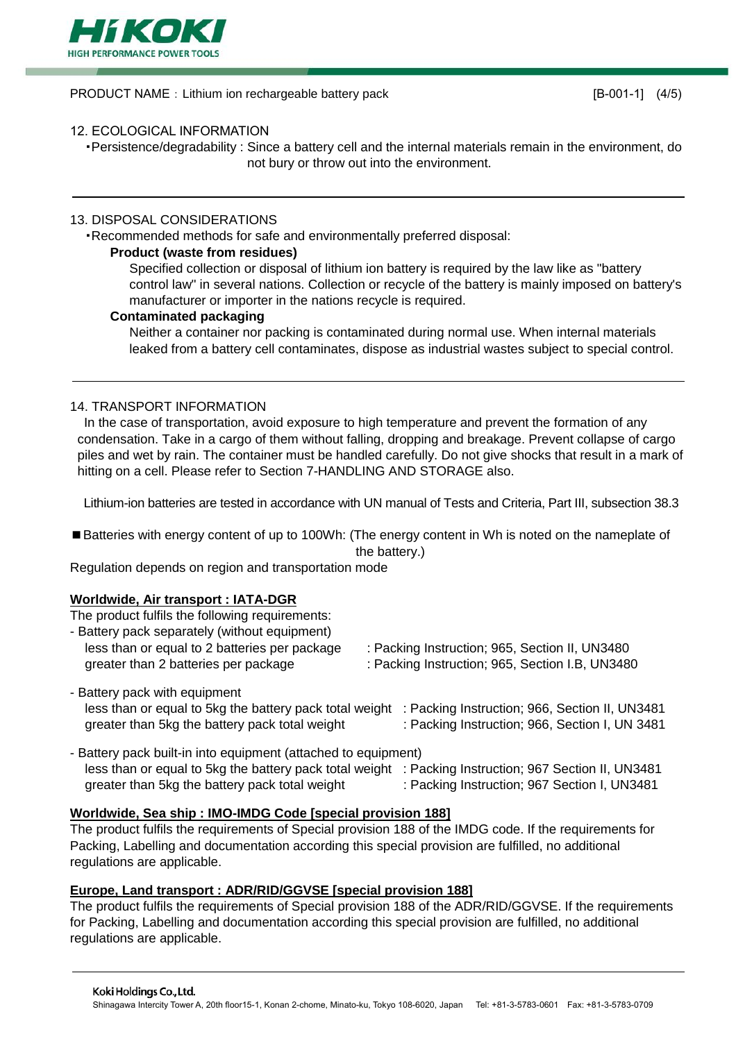PRODUCT NAME : Lithium ion rechargeable battery pack [B-001-1]

## 12. ECOLOGICAL INFORMATION

・Persistence/degradability : Since a battery cell and the internal materials remain in the environment, do not bury or throw out into the environment.

## 13. DISPOSAL CONSIDERATIONS

・Recommended methods for safe and environmentally preferred disposal:

**Product (waste from residues)**

Specified collection or disposal of lithium ion battery is required by the law like as "battery control law" in several nations. Collection or recycle of the battery is mainly imposed on battery's manufacturer or importer in the nations recycle is required.

**Contaminated packaging**

Neither a container nor packing is contaminated during normal use. When internal materials leaked from a battery cell contaminates, dispose as industrial wastes subject to special control.

## 14. TRANSPORT INFORMATION

In the case of transportation, avoid exposure to high temperature and prevent the formation of any condensation. Take in a cargo of them without falling, dropping and breakage. Prevent collapse of cargo piles and wet by rain. The container must be handled carefully. Do not give shocks that result in a mark of hitting on a cell. Please refer to Section 7-HANDLING AND STORAGE also.

Lithium-ion batteries are tested in accordance with UN manual of Tests and Criteria, Part III, subsection 38.3

■Batteries with energy content of up to 100Wh: (The energy content in Wh is noted on the nameplate of the battery.)

Regulation depends on region and transportation mode

**Worldwide, Air transport : IATA-DGR**

The product fulfils the following requirements:

- Battery pack separately (without equipment)
  - less than or equal to 2 batteries per package : Packing Instruction; 965, Section II, UN3480
  - greater than 2 batteries per package : Packing Instruction; 965, Section I.B, UN3480
- Battery pack with equipment
  - less than or equal to 5kg the battery pack total weight : Packing Instruction; 966, Section II, UN3481
  - greater than 5kg the battery pack total weight : Packing Instruction; 966, Section I, UN 3481
- Battery pack built-in into equipment (attached to equipment)
  - less than or equal to 5kg the battery pack total weight : Packing Instruction; 967 Section II, UN3481
  - greater than 5kg the battery pack total weight : Packing Instruction; 967 Section I, UN3481

**Worldwide, Sea ship : IMO-IMDG Code [special provision 188]**

The product fulfils the requirements of Special provision 188 of the IMDG code. If the requirements for Packing, Labelling and documentation according this special provision are fulfilled, no additional regulations are applicable.

**Europe, Land transport : ADR/RID/GGVSE [special provision 188]**

The product fulfils the requirements of Special provision 188 of the ADR/RID/GGVSE. If the requirements for Packing, Labelling and documentation according this special provision are fulfilled, no additional regulations are applicable.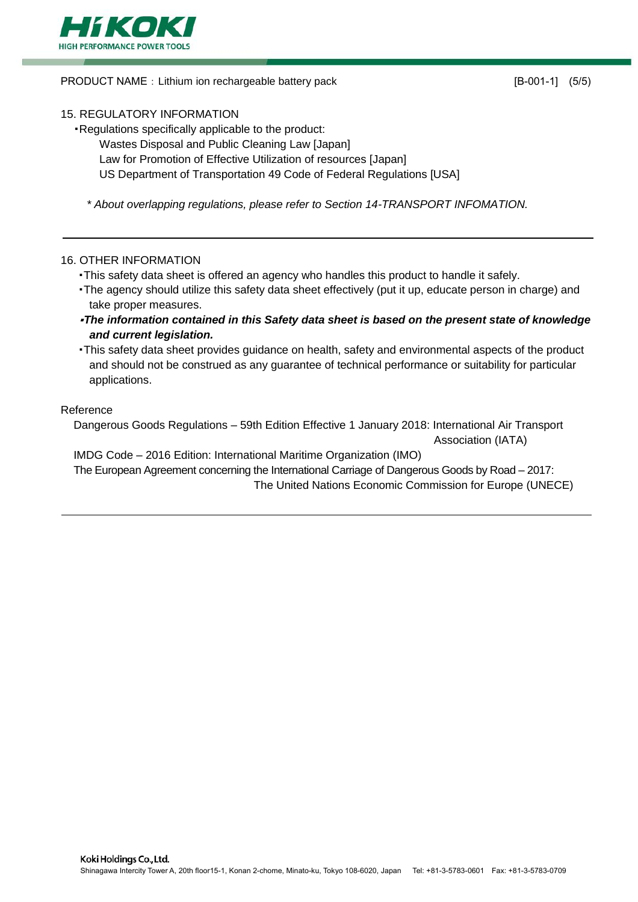## 15. REGULATORY INFORMATION

- Regulations specifically applicable to the product:
  - Wastes Disposal and Public Cleaning Law [Japan]
  - Law for Promotion of Effective Utilization of resources [Japan]
  - US Department of Transportation 49 Code of Federal Regulations [USA]

*\* About overlapping regulations, please refer to Section 14-TRANSPORT INFOMATION.*

---

## 16. OTHER INFORMATION

- This safety data sheet is offered an agency who handles this product to handle it safely.
- The agency should utilize this safety data sheet effectively (put it up, educate person in charge) and take proper measures.
- ***The information contained in this Safety data sheet is based on the present state of knowledge and current legislation.***
- This safety data sheet provides guidance on health, safety and environmental aspects of the product and should not be construed as any guarantee of technical performance or suitability for particular applications.

Reference

Dangerous Goods Regulations – 59th Edition Effective 1 January 2018: International Air Transport Association (IATA)

IMDG Code – 2016 Edition: International Maritime Organization (IMO)

The European Agreement concerning the International Carriage of Dangerous Goods by Road – 2017: The United Nations Economic Commission for Europe (UNECE)

---

Koki Holdings Co., Ltd.

Shinagawa Intercity Tower A, 20th floor15-1, Konan 2-chome, Minato-ku, Tokyo 108-6020, Japan Tel: +81-3-5783-0601 Fax: +81-3-5783-0709